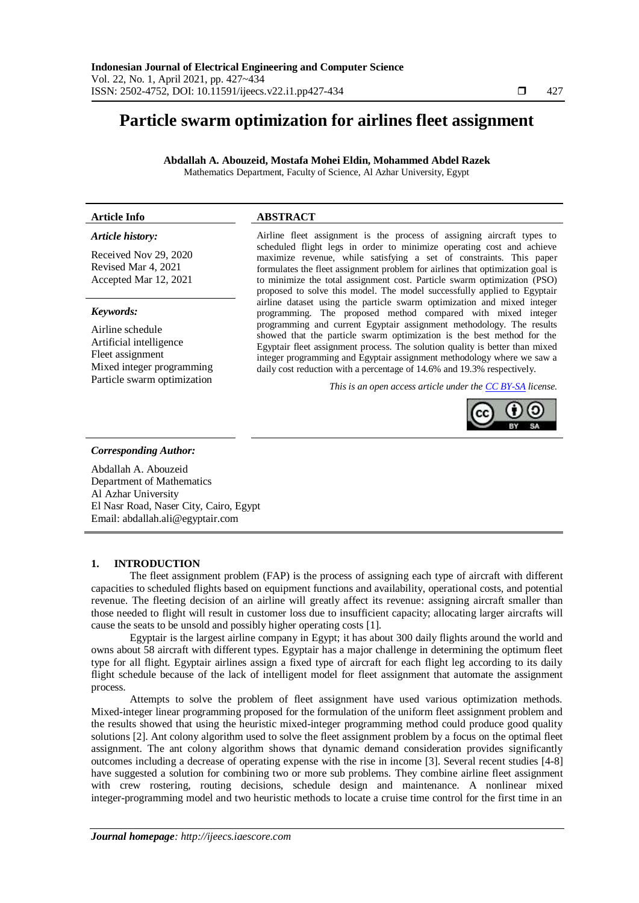# Particle swarm optimization for airlines fleet assignment

**Abdallah A. Abouzeid, Mostafa Mohei Eldin, Mohammed Abdel Razek**

Mathematics Department, Faculty of Science, Al Azhar University, Egypt

**Article Info**

***Article history:***

Received Nov 29, 2020
Revised Mar 4, 2021
Accepted Mar 12, 2021

***Keywords:***

Airline schedule
Artificial intelligence
Fleet assignment
Mixed integer programming
Particle swarm optimization

**ABSTRACT**

Airline fleet assignment is the process of assigning aircraft types to scheduled flight legs in order to minimize operating cost and achieve maximize revenue, while satisfying a set of constraints. This paper formulates the fleet assignment problem for airlines that optimization goal is to minimize the total assignment cost. Particle swarm optimization (PSO) proposed to solve this model. The model successfully applied to Egyptair airline dataset using the particle swarm optimization and mixed integer programming. The proposed method compared with mixed integer programming and current Egyptair assignment methodology. The results showed that the particle swarm optimization is the best method for the Egyptair fleet assignment process. The solution quality is better than mixed integer programming and Egyptair assignment methodology where we saw a daily cost reduction with a percentage of 14.6% and 19.3% respectively.

*This is an open access article under the CC BY-SA license.*

***Corresponding Author:***

Abdallah A. Abouzeid
Department of Mathematics
Al Azhar University
El Nasr Road, Naser City, Cairo, Egypt
Email: abdallah.ali@egyptair.com

## 1. INTRODUCTION

The fleet assignment problem (FAP) is the process of assigning each type of aircraft with different capacities to scheduled flights based on equipment functions and availability, operational costs, and potential revenue. The fleeting decision of an airline will greatly affect its revenue: assigning aircraft smaller than those needed to flight will result in customer loss due to insufficient capacity; allocating larger aircrafts will cause the seats to be unsold and possibly higher operating costs [1].

Egyptair is the largest airline company in Egypt; it has about 300 daily flights around the world and owns about 58 aircraft with different types. Egyptair has a major challenge in determining the optimum fleet type for all flight. Egyptair airlines assign a fixed type of aircraft for each flight leg according to its daily flight schedule because of the lack of intelligent model for fleet assignment that automate the assignment process.

Attempts to solve the problem of fleet assignment have used various optimization methods. Mixed-integer linear programming proposed for the formulation of the uniform fleet assignment problem and the results showed that using the heuristic mixed-integer programming method could produce good quality solutions [2]. Ant colony algorithm used to solve the fleet assignment problem by a focus on the optimal fleet assignment. The ant colony algorithm shows that dynamic demand consideration provides significantly outcomes including a decrease of operating expense with the rise in income [3]. Several recent studies [4-8] have suggested a solution for combining two or more sub problems. They combine airline fleet assignment with crew rostering, routing decisions, schedule design and maintenance. A nonlinear mixed integer-programming model and two heuristic methods to locate a cruise time control for the first time in an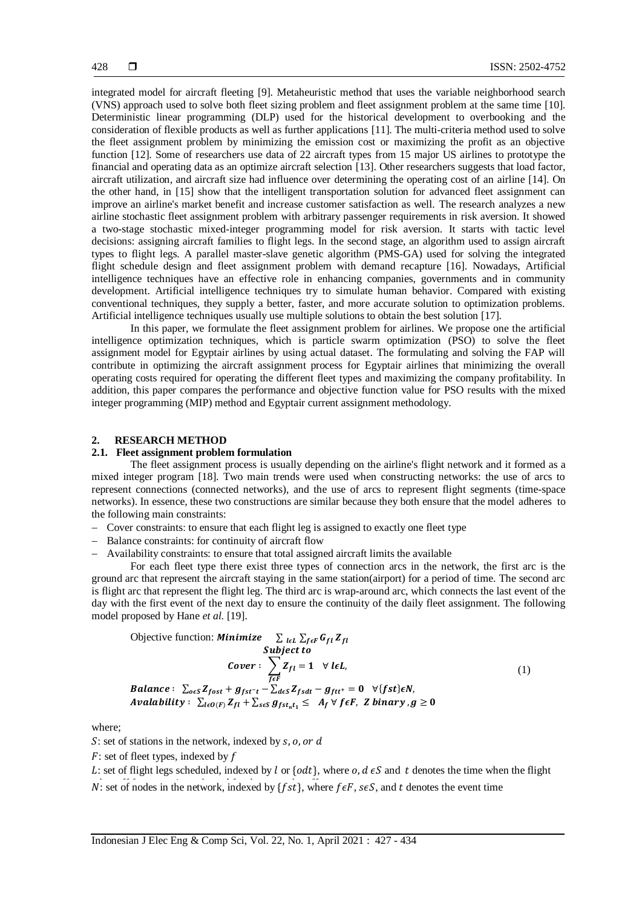integrated model for aircraft fleeting [9]. Metaheuristic method that uses the variable neighborhood search (VNS) approach used to solve both fleet sizing problem and fleet assignment problem at the same time [10]. Deterministic linear programming (DLP) used for the historical development to overbooking and the consideration of flexible products as well as further applications [11]. The multi-criteria method used to solve the fleet assignment problem by minimizing the emission cost or maximizing the profit as an objective function [12]. Some of researchers use data of 22 aircraft types from 15 major US airlines to prototype the financial and operating data as an optimize aircraft selection [13]. Other researchers suggests that load factor, aircraft utilization, and aircraft size had influence over determining the operating cost of an airline [14]. On the other hand, in [15] show that the intelligent transportation solution for advanced fleet assignment can improve an airline's market benefit and increase customer satisfaction as well. The research analyzes a new airline stochastic fleet assignment problem with arbitrary passenger requirements in risk aversion. It showed a two-stage stochastic mixed-integer programming model for risk aversion. It starts with tactic level decisions: assigning aircraft families to flight legs. In the second stage, an algorithm used to assign aircraft types to flight legs. A parallel master-slave genetic algorithm (PMS-GA) used for solving the integrated flight schedule design and fleet assignment problem with demand recapture [16]. Nowadays, Artificial intelligence techniques have an effective role in enhancing companies, governments and in community development. Artificial intelligence techniques try to simulate human behavior. Compared with existing conventional techniques, they supply a better, faster, and more accurate solution to optimization problems. Artificial intelligence techniques usually use multiple solutions to obtain the best solution [17].

In this paper, we formulate the fleet assignment problem for airlines. We propose one the artificial intelligence optimization techniques, which is particle swarm optimization (PSO) to solve the fleet assignment model for Egyptair airlines by using actual dataset. The formulating and solving the FAP will contribute in optimizing the aircraft assignment process for Egyptair airlines that minimizing the overall operating costs required for operating the different fleet types and maximizing the company profitability. In addition, this paper compares the performance and objective function value for PSO results with the mixed integer programming (MIP) method and Egyptair current assignment methodology.

## 2. RESEARCH METHOD

### 2.1. Fleet assignment problem formulation

The fleet assignment process is usually depending on the airline's flight network and it formed as a mixed integer program [18]. Two main trends were used when constructing networks: the use of arcs to represent connections (connected networks), and the use of arcs to represent flight segments (time-space networks). In essence, these two constructions are similar because they both ensure that the model adheres to the following main constraints:

- Cover constraints: to ensure that each flight leg is assigned to exactly one fleet type
- Balance constraints: for continuity of aircraft flow
- Availability constraints: to ensure that total assigned aircraft limits the available

For each fleet type there exist three types of connection arcs in the network, the first arc is the ground arc that represent the aircraft staying in the same station(airport) for a period of time. The second arc is flight arc that represent the flight leg. The third arc is wrap-around arc, which connects the last event of the day with the first event of the next day to ensure the continuity of the daily fleet assignment. The following model proposed by Hane *et al.* [19].

$$
\begin{aligned}
&\text{Objective function: } \textbf{Minimize} \quad \sum_{l\epsilon L} \sum_{f\epsilon F} G_{fl} Z_{fl} \\
&\qquad\qquad\qquad \textbf{Subject to} \\
&\qquad\qquad \textbf{Cover}: \sum_{f\epsilon F} Z_{fl} = 1 \quad \forall\, l\epsilon L, \\
&\textbf{Balance}: \sum_{o\epsilon S} Z_{fost} + g_{fst^{-}t} - \sum_{d\epsilon S} Z_{fsdt} - g_{ftt^{+}} = 0 \quad \forall \{fst\}\epsilon N, \\
&\textbf{Avalability}: \sum_{l\epsilon O(F)} Z_{fl} + \sum_{s\epsilon S} g_{fst_n t_1} \leq A_f \;\forall\, f\epsilon F,\; Z \text{ binary}, g \geq 0
\end{aligned}
\tag{1}
$$

where;

$S$: set of stations in the network, indexed by $s, o,$ or $d$

$F$: set of fleet types, indexed by $f$

$L$: set of flight legs scheduled, indexed by $l$ or $\{odt\}$, where $o, d \epsilon S$ and $t$ denotes the time when the flight

$N$: set of nodes in the network, indexed by $\{fst\}$, where $f\epsilon F$, $s\epsilon S$, and $t$ denotes the event time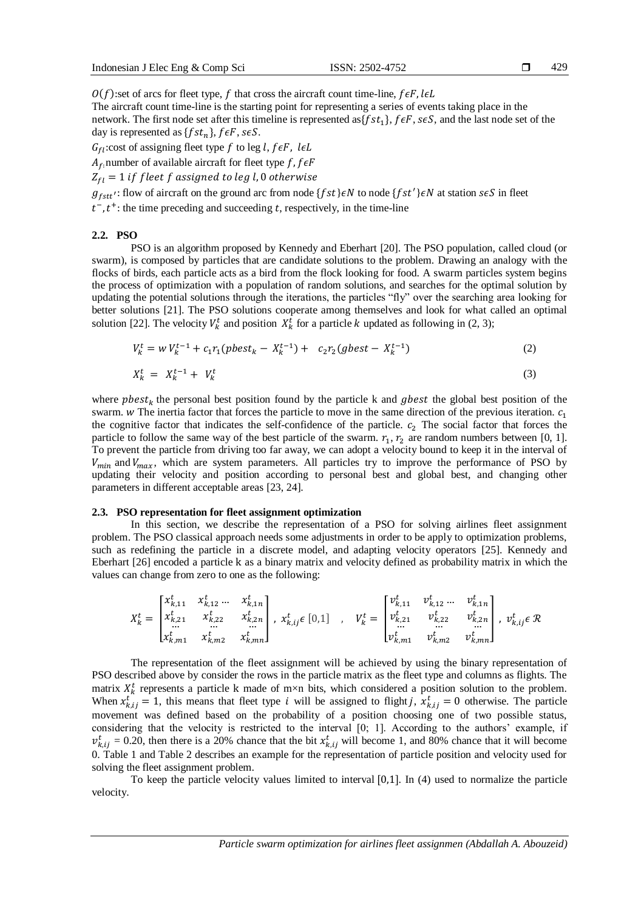$O(f)$:set of arcs for fleet type, $f$ that cross the aircraft count time-line, $f \epsilon F, l \epsilon L$

The aircraft count time-line is the starting point for representing a series of events taking place in the network. The first node set after this timeline is represented as$\{fst_1\}$, $f \epsilon F, s \epsilon S$, and the last node set of the day is represented as $\{fst_n\}$, $f \epsilon F, s \epsilon S$.

$G_{fl}$:cost of assigning fleet type $f$ to leg $l$, $f \epsilon F,\ l \epsilon L$

$A_f$:number of available aircraft for fleet type $f$, $f \epsilon F$

$Z_{fl} = 1\ if\ fleet\ f\ assigned\ to\ leg\ l, 0\ otherwise$

$g_{fstt'}$: flow of aircraft on the ground arc from node $\{fst\} \epsilon N$ to node $\{fst'\} \epsilon N$ at station $s \epsilon S$ in fleet

$t^-, t^+$: the time preceding and succeeding $t$, respectively, in the time-line

### 2.2. PSO

PSO is an algorithm proposed by Kennedy and Eberhart [20]. The PSO population, called cloud (or swarm), is composed by particles that are candidate solutions to the problem. Drawing an analogy with the flocks of birds, each particle acts as a bird from the flock looking for food. A swarm particles system begins the process of optimization with a population of random solutions, and searches for the optimal solution by updating the potential solutions through the iterations, the particles "fly" over the searching area looking for better solutions [21]. The PSO solutions cooperate among themselves and look for what called an optimal solution [22]. The velocity $V_k^t$ and position $X_k^t$ for a particle $k$ updated as following in (2, 3);

$$V_k^t = w\, V_k^{t-1} + c_1 r_1 (pbest_k - X_k^{t-1}) + \quad c_2 r_2 (gbest - X_k^{t-1}) \tag{2}$$

$$X_k^t = X_k^{t-1} + V_k^t \tag{3}$$

where $pbest_k$ the personal best position found by the particle k and $gbest$ the global best position of the swarm. $w$ The inertia factor that forces the particle to move in the same direction of the previous iteration. $c_1$ the cognitive factor that indicates the self-confidence of the particle. $c_2$ The social factor that forces the particle to follow the same way of the best particle of the swarm. $r_1, r_2$ are random numbers between [0, 1]. To prevent the particle from driving too far away, we can adopt a velocity bound to keep it in the interval of $V_{min}$ and $V_{max}$, which are system parameters. All particles try to improve the performance of PSO by updating their velocity and position according to personal best and global best, and changing other parameters in different acceptable areas [23, 24].

### 2.3. PSO representation for fleet assignment optimization

In this section, we describe the representation of a PSO for solving airlines fleet assignment problem. The PSO classical approach needs some adjustments in order to be apply to optimization problems, such as redefining the particle in a discrete model, and adapting velocity operators [25]. Kennedy and Eberhart [26] encoded a particle k as a binary matrix and velocity defined as probability matrix in which the values can change from zero to one as the following:

$$X_k^t = \begin{bmatrix} x_{k,11}^t & x_{k,12}^t \cdots & x_{k,1n}^t \\ x_{k,21}^t & x_{k,22}^t & x_{k,2n}^t \\ \cdots & \cdots & \cdots \\ x_{k,m1}^t & x_{k,m2}^t & x_{k,mn}^t \end{bmatrix},\ x_{k,ij}^t \epsilon\ [0,1] \quad , \quad V_k^t = \begin{bmatrix} v_{k,11}^t & v_{k,12}^t \cdots & v_{k,1n}^t \\ v_{k,21}^t & v_{k,22}^t & v_{k,2n}^t \\ \cdots & \cdots & \cdots \\ v_{k,m1}^t & v_{k,m2}^t & v_{k,mn}^t \end{bmatrix},\ v_{k,ij}^t \epsilon\ \mathcal{R}$$

The representation of the fleet assignment will be achieved by using the binary representation of PSO described above by consider the rows in the particle matrix as the fleet type and columns as flights. The matrix $X_k^t$ represents a particle k made of m×n bits, which considered a position solution to the problem. When $x_{k,ij}^t = 1$, this means that fleet type $i$ will be assigned to flight $j$, $x_{k,ij}^t = 0$ otherwise. The particle movement was defined based on the probability of a position choosing one of two possible status, considering that the velocity is restricted to the interval [0; 1]. According to the authors' example, if $v_{k,ij}^t$ = 0.20, then there is a 20% chance that the bit $x_{k,ij}^t$ will become 1, and 80% chance that it will become 0. Table 1 and Table 2 describes an example for the representation of particle position and velocity used for solving the fleet assignment problem.

To keep the particle velocity values limited to interval $[0,1]$. In (4) used to normalize the particle velocity.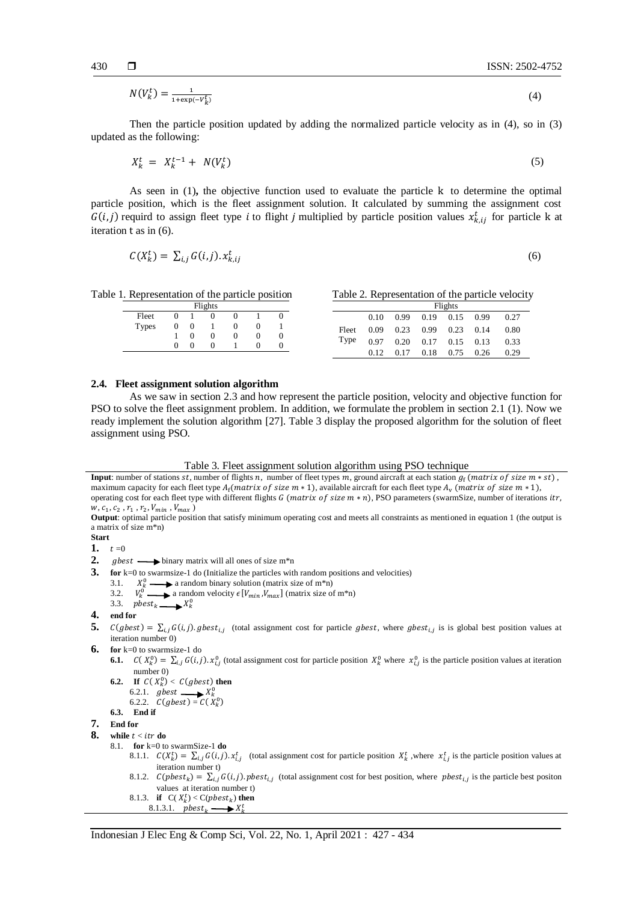$$N(V_k^t) = \frac{1}{1+\exp(-V_k^t)} \tag{4}$$

Then the particle position updated by adding the normalized particle velocity as in (4), so in (3) updated as the following:

$$X_k^t = X_k^{t-1} + N(V_k^t) \tag{5}$$

As seen in (1)**,** the objective function used to evaluate the particle k to determine the optimal particle position, which is the fleet assignment solution. It calculated by summing the assignment cost $G(i,j)$ requird to assign fleet type $i$ to flight $j$ multiplied by particle position values $x_{k,ij}^t$ for particle k at iteration t as in (6).

$$C(X_k^t) = \sum_{i,j} G(i,j).x_{k,ij}^t \tag{6}$$

Table 1. Representation of the particle position

| | Flights | | | | | |
|---|---|---|---|---|---|---|
| Fleet Types | 0 | 1 | 0 | 0 | 1 | 0 |
| | 0 | 0 | 1 | 0 | 0 | 1 |
| | 1 | 0 | 0 | 0 | 0 | 0 |
| | 0 | 0 | 0 | 1 | 0 | 0 |

Table 2. Representation of the particle velocity

| | Flights | | | | | |
|---|---|---|---|---|---|---|
| Fleet Type | 0.10 | 0.99 | 0.19 | 0.15 | 0.99 | 0.27 |
| | 0.09 | 0.23 | 0.99 | 0.23 | 0.14 | 0.80 |
| | 0.97 | 0.20 | 0.17 | 0.15 | 0.13 | 0.33 |
| | 0.12 | 0.17 | 0.18 | 0.75 | 0.26 | 0.29 |

### 2.4. Fleet assignment solution algorithm

As we saw in section 2.3 and how represent the particle position, velocity and objective function for PSO to solve the fleet assignment problem. In addition, we formulate the problem in section 2.1 (1). Now we ready implement the solution algorithm [27]. Table 3 display the proposed algorithm for the solution of fleet assignment using PSO.

Table 3. Fleet assignment solution algorithm using PSO technique

**Input**: number of stations $st$, number of flights $n$, number of fleet types $m$, ground aircraft at each station $g_f$ ($matrix\ of\ size\ m * st$), maximum capacity for each fleet type $A_f$($matrix\ of\ size\ m * 1$), available aircraft for each fleet type $A_v$ ($matrix\ of\ size\ m * 1$), operating cost for each fleet type with different flights $G$ ($matrix\ of\ size\ m * n$), PSO parameters (swarmSize, number of iterations $itr$, $w$, $c_1$, $c_2$, $r_1$, $r_2$, $V_{min}$, $V_{max}$)

**Output**: optimal particle position that satisfy minimum operating cost and meets all constraints as mentioned in equation 1 (the output is a matrix of size m*n)

**Start**

**1.** $t = 0$

**2.** $gbest \longrightarrow$ binary matrix will all ones of size m*n

**3.** **for** k=0 to swarmsize-1 do (Initialize the particles with random positions and velocities)
- 3.1. $X_k^0 \longrightarrow$ a random binary solution (matrix size of m*n)
- 3.2. $V_k^0 \longrightarrow$ a random velocity $\epsilon\, [V_{min}, V_{max}]$ (matrix size of m*n)
- 3.3. $pbest_k \longrightarrow X_k^0$

**4.** **end for**

**5.** $C(gbest) = \sum_{i,j} G(i,j).gbest_{i,j}$ (total assignment cost for particle $gbest$, where $gbest_{i,j}$ is is global best position values at iteration number 0)

**6.** **for** k=0 to swarmsize-1 do
- **6.1.** $C(X_k^0) = \sum_{i,j} G(i,j).x_{i,j}^0$ (total assignment cost for particle position $X_k^0$ where $x_{i,j}^0$ is the particle position values at iteration number 0)
- **6.2.** **If** $C(X_k^0) < C(gbest)$ **then**
  - 6.2.1. $gbest \longrightarrow X_k^0$
  - 6.2.2. $C(gbest) = C(X_k^0)$
- **6.3.** **End if**

**7.** **End for**

**8.** **while** $t < itr$ **do**
- 8.1. **for** k=0 to swarmSize-1 **do**
  - 8.1.1. $C(X_k^t) = \sum_{i,j} G(i,j).x_{i,j}^t$ (total assignment cost for particle position $X_k^t$, where $x_{i,j}^t$ is the particle position values at iteration number t)
  - 8.1.2. $C(pbest_k) = \sum_{i,j} G(i,j).pbest_{i,j}$ (total assignment cost for best position, where $pbest_{i,j}$ is the particle best positon values at iteration number t)
  - 8.1.3. **if** $C(X_k^t) < C(pbest_k)$ **then**
    - 8.1.3.1. $pbest_k \longrightarrow X_k^t$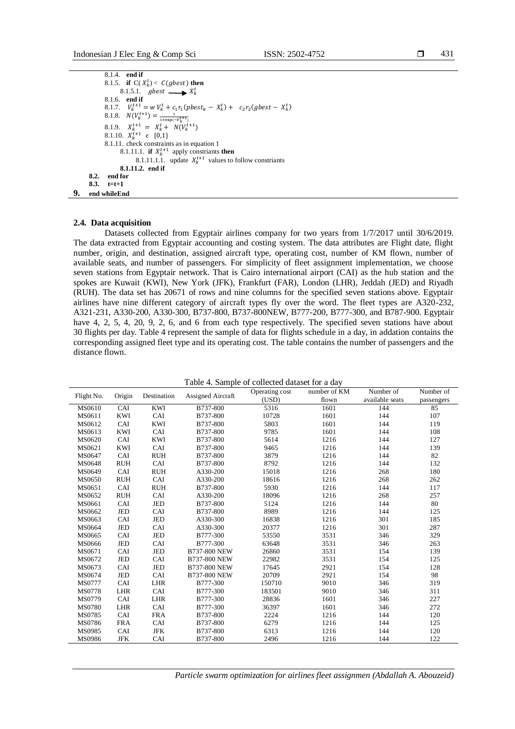8.1.4. **end if**
8.1.5. **if** $C(X_k^t) < C(gbest)$ **then**
8.1.5.1. $gbest \longrightarrow X_k^t$
8.1.6. **end if**
8.1.7. $V_k^{t+1} = w\,V_k^t + c_1 r_1 (pbest_k - X_k^t) + \;\; c_2 r_2 (gbest - X_k^t)$
8.1.8. $N(V_k^{t+1}) = \frac{1}{1+\exp(-V_k^{t+1})}$
8.1.9. $X_k^{t+1} = X_k^t + N(V_k^{t+1})$
8.1.10. $X_k^{t+1} \in \{0,1\}$
8.1.11. check constraints as in equation 1
8.1.11.1. **if** $X_k^{t+1}$ apply constriants **then**
8.1.11.1.1. update $X_k^{t+1}$ values to follow constriants
**8.1.11.2. end if**
**8.2. end for**
**8.3. t=t+1**
**9. end whileEnd**

### 2.4. Data acquisition

Datasets collected from Egyptair airlines company for two years from 1/7/2017 until 30/6/2019. The data extracted from Egyptair accounting and costing system. The data attributes are Flight date, flight number, origin, and destination, assigned aircraft type, operating cost, number of KM flown, number of available seats, and number of passengers. For simplicity of fleet assignment implementation, we choose seven stations from Egyptair network. That is Cairo international airport (CAI) as the hub station and the spokes are Kuwait (KWI), New York (JFK), Frankfurt (FAR), London (LHR), Jeddah (JED) and Riyadh (RUH). The data set has 20671 of rows and nine columns for the specified seven stations above. Egyptair airlines have nine different category of aircraft types fly over the word. The fleet types are A320-232, A321-231, A330-200, A330-300, B737-800, B737-800NEW, B777-200, B777-300, and B787-900. Egyptair have 4, 2, 5, 4, 20, 9, 2, 6, and 6 from each type respectively. The specified seven stations have about 30 flights per day. Table 4 represent the sample of data for flights schedule in a day, in addation contains the corresponding assigned fleet type and its operating cost. The table contains the number of passengers and the distance flown.

Table 4. Sample of collected dataset for a day

| Flight No. | Origin | Destination | Assigned Aircraft | Operating cost (USD) | number of KM flown | Number of available seats | Number of passengers |
|---|---|---|---|---|---|---|---|
| MS0610 | CAI | KWI | B737-800 | 5316 | 1601 | 144 | 85 |
| MS0611 | KWI | CAI | B737-800 | 10728 | 1601 | 144 | 107 |
| MS0612 | CAI | KWI | B737-800 | 5803 | 1601 | 144 | 119 |
| MS0613 | KWI | CAI | B737-800 | 9785 | 1601 | 144 | 108 |
| MS0620 | CAI | KWI | B737-800 | 5614 | 1216 | 144 | 127 |
| MS0621 | KWI | CAI | B737-800 | 9465 | 1216 | 144 | 139 |
| MS0647 | CAI | RUH | B737-800 | 3879 | 1216 | 144 | 82 |
| MS0648 | RUH | CAI | B737-800 | 8792 | 1216 | 144 | 132 |
| MS0649 | CAI | RUH | A330-200 | 15018 | 1216 | 268 | 180 |
| MS0650 | RUH | CAI | A330-200 | 18616 | 1216 | 268 | 262 |
| MS0651 | CAI | RUH | B737-800 | 5930 | 1216 | 144 | 117 |
| MS0652 | RUH | CAI | A330-200 | 18096 | 1216 | 268 | 257 |
| MS0661 | CAI | JED | B737-800 | 5124 | 1216 | 144 | 80 |
| MS0662 | JED | CAI | B737-800 | 8989 | 1216 | 144 | 125 |
| MS0663 | CAI | JED | A330-300 | 16838 | 1216 | 301 | 185 |
| MS0664 | JED | CAI | A330-300 | 20377 | 1216 | 301 | 287 |
| MS0665 | CAI | JED | B777-300 | 53550 | 3531 | 346 | 329 |
| MS0666 | JED | CAI | B777-300 | 63648 | 3531 | 346 | 263 |
| MS0671 | CAI | JED | B737-800 NEW | 26860 | 3531 | 154 | 139 |
| MS0672 | JED | CAI | B737-800 NEW | 22982 | 3531 | 154 | 125 |
| MS0673 | CAI | JED | B737-800 NEW | 17645 | 2921 | 154 | 128 |
| MS0674 | JED | CAI | B737-800 NEW | 20709 | 2921 | 154 | 98 |
| MS0777 | CAI | LHR | B777-300 | 150710 | 9010 | 346 | 319 |
| MS0778 | LHR | CAI | B777-300 | 183501 | 9010 | 346 | 311 |
| MS0779 | CAI | LHR | B777-300 | 28836 | 1601 | 346 | 227 |
| MS0780 | LHR | CAI | B777-300 | 36397 | 1601 | 346 | 272 |
| MS0785 | CAI | FRA | B737-800 | 2224 | 1216 | 144 | 120 |
| MS0786 | FRA | CAI | B737-800 | 6279 | 1216 | 144 | 125 |
| MS0985 | CAI | JFK | B737-800 | 6313 | 1216 | 144 | 120 |
| MS0986 | JFK | CAI | B737-800 | 2496 | 1216 | 144 | 122 |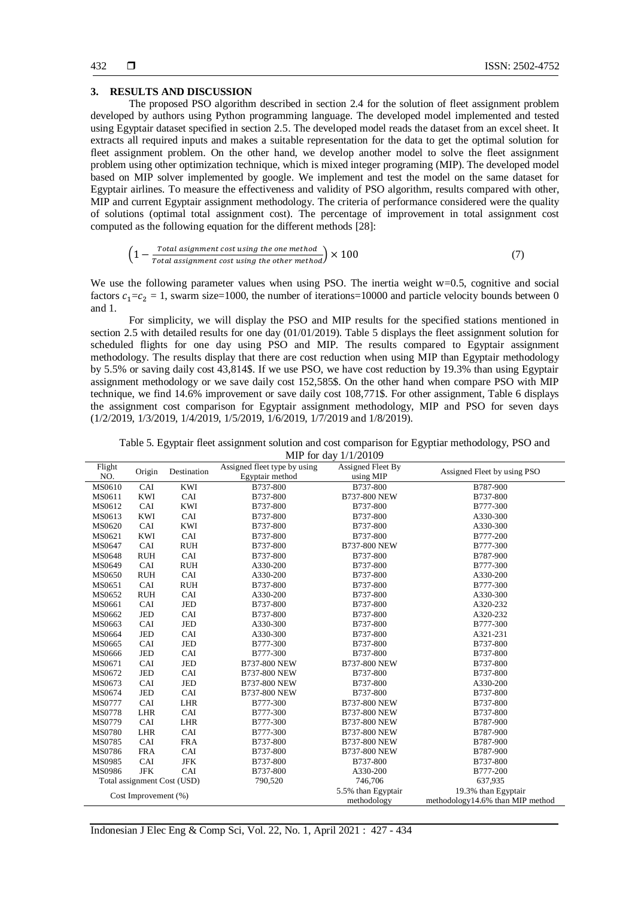## 3. RESULTS AND DISCUSSION

The proposed PSO algorithm described in section 2.4 for the solution of fleet assignment problem developed by authors using Python programming language. The developed model implemented and tested using Egyptair dataset specified in section 2.5. The developed model reads the dataset from an excel sheet. It extracts all required inputs and makes a suitable representation for the data to get the optimal solution for fleet assignment problem. On the other hand, we develop another model to solve the fleet assignment problem using other optimization technique, which is mixed integer programing (MIP). The developed model based on MIP solver implemented by google. We implement and test the model on the same dataset for Egyptair airlines. To measure the effectiveness and validity of PSO algorithm, results compared with other, MIP and current Egyptair assignment methodology. The criteria of performance considered were the quality of solutions (optimal total assignment cost). The percentage of improvement in total assignment cost computed as the following equation for the different methods [28]:

$$\left(1 - \frac{Total\ asignment\ cost\ using\ the\ one\ method}{Total\ assignment\ cost\ using\ the\ other\ method}\right) \times 100 \tag{7}$$

We use the following parameter values when using PSO. The inertia weight w=0.5, cognitive and social factors $c_1$=$c_2$ = 1, swarm size=1000, the number of iterations=10000 and particle velocity bounds between 0 and 1.

For simplicity, we will display the PSO and MIP results for the specified stations mentioned in section 2.5 with detailed results for one day (01/01/2019). Table 5 displays the fleet assignment solution for scheduled flights for one day using PSO and MIP. The results compared to Egyptair assignment methodology. The results display that there are cost reduction when using MIP than Egyptair methodology by 5.5% or saving daily cost 43,814$. If we use PSO, we have cost reduction by 19.3% than using Egyptair assignment methodology or we save daily cost 152,585$. On the other hand when compare PSO with MIP technique, we find 14.6% improvement or save daily cost 108,771$. For other assignment, Table 6 displays the assignment cost comparison for Egyptair assignment methodology, MIP and PSO for seven days (1/2/2019, 1/3/2019, 1/4/2019, 1/5/2019, 1/6/2019, 1/7/2019 and 1/8/2019).

Table 5. Egyptair fleet assignment solution and cost comparison for Egyptiar methodology, PSO and MIP for day 1/1/20109

| Flight NO. | Origin | Destination | Assigned fleet type by using Egyptair method | Assigned Fleet By using MIP | Assigned Fleet by using PSO |
|---|---|---|---|---|---|
| MS0610 | CAI | KWI | B737-800 | B737-800 | B787-900 |
| MS0611 | KWI | CAI | B737-800 | B737-800 NEW | B737-800 |
| MS0612 | CAI | KWI | B737-800 | B737-800 | B777-300 |
| MS0613 | KWI | CAI | B737-800 | B737-800 | A330-300 |
| MS0620 | CAI | KWI | B737-800 | B737-800 | A330-300 |
| MS0621 | KWI | CAI | B737-800 | B737-800 | B777-200 |
| MS0647 | CAI | RUH | B737-800 | B737-800 NEW | B777-300 |
| MS0648 | RUH | CAI | B737-800 | B737-800 | B787-900 |
| MS0649 | CAI | RUH | A330-200 | B737-800 | B777-300 |
| MS0650 | RUH | CAI | A330-200 | B737-800 | A330-200 |
| MS0651 | CAI | RUH | B737-800 | B737-800 | B777-300 |
| MS0652 | RUH | CAI | A330-200 | B737-800 | A330-300 |
| MS0661 | CAI | JED | B737-800 | B737-800 | A320-232 |
| MS0662 | JED | CAI | B737-800 | B737-800 | A320-232 |
| MS0663 | CAI | JED | A330-300 | B737-800 | B777-300 |
| MS0664 | JED | CAI | A330-300 | B737-800 | A321-231 |
| MS0665 | CAI | JED | B777-300 | B737-800 | B737-800 |
| MS0666 | JED | CAI | B777-300 | B737-800 | B737-800 |
| MS0671 | CAI | JED | B737-800 NEW | B737-800 NEW | B737-800 |
| MS0672 | JED | CAI | B737-800 NEW | B737-800 | B737-800 |
| MS0673 | CAI | JED | B737-800 NEW | B737-800 | A330-200 |
| MS0674 | JED | CAI | B737-800 NEW | B737-800 | B737-800 |
| MS0777 | CAI | LHR | B777-300 | B737-800 NEW | B737-800 |
| MS0778 | LHR | CAI | B777-300 | B737-800 NEW | B737-800 |
| MS0779 | CAI | LHR | B777-300 | B737-800 NEW | B787-900 |
| MS0780 | LHR | CAI | B777-300 | B737-800 NEW | B787-900 |
| MS0785 | CAI | FRA | B737-800 | B737-800 NEW | B787-900 |
| MS0786 | FRA | CAI | B737-800 | B737-800 NEW | B787-900 |
| MS0985 | CAI | JFK | B737-800 | B737-800 | B737-800 |
| MS0986 | JFK | CAI | B737-800 | A330-200 | B777-200 |
| Total assignment Cost (USD) | | | 790,520 | 746,706 | 637,935 |
| Cost Improvement (%) | | | | 5.5% than Egyptair methodology | 19.3% than Egyptair methodology14.6% than MIP method |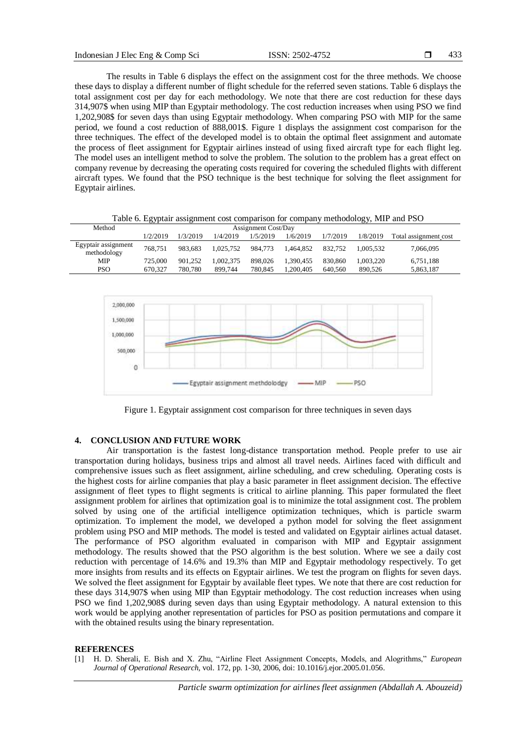The results in Table 6 displays the effect on the assignment cost for the three methods. We choose these days to display a different number of flight schedule for the referred seven stations. Table 6 displays the total assignment cost per day for each methodology. We note that there are cost reduction for these days 314,907$ when using MIP than Egyptair methodology. The cost reduction increases when using PSO we find 1,202,908$ for seven days than using Egyptair methodology. When comparing PSO with MIP for the same period, we found a cost reduction of 888,001$. Figure 1 displays the assignment cost comparison for the three techniques. The effect of the developed model is to obtain the optimal fleet assignment and automate the process of fleet assignment for Egyptair airlines instead of using fixed aircraft type for each flight leg. The model uses an intelligent method to solve the problem. The solution to the problem has a great effect on company revenue by decreasing the operating costs required for covering the scheduled flights with different aircraft types. We found that the PSO technique is the best technique for solving the fleet assignment for Egyptair airlines.

Table 6. Egyptair assignment cost comparison for company methodology, MIP and PSO

| Method | Assignment Cost/Day | | | | | | | |
|---|---|---|---|---|---|---|---|---|
| | 1/2/2019 | 1/3/2019 | 1/4/2019 | 1/5/2019 | 1/6/2019 | 1/7/2019 | 1/8/2019 | Total assignment cost |
| Egyptair assignment methodology | 768,751 | 983,683 | 1,025,752 | 984,773 | 1,464,852 | 832,752 | 1,005,532 | 7,066,095 |
| MIP | 725,000 | 901,252 | 1,002,375 | 898,026 | 1,390,455 | 830,860 | 1,003,220 | 6,751,188 |
| PSO | 670,327 | 780,780 | 899,744 | 780,845 | 1,200,405 | 640,560 | 890,526 | 5,863,187 |

Figure 1. Egyptair assignment cost comparison for three techniques in seven days

## 4. CONCLUSION AND FUTURE WORK

Air transportation is the fastest long-distance transportation method. People prefer to use air transportation during holidays, business trips and almost all travel needs. Airlines faced with difficult and comprehensive issues such as fleet assignment, airline scheduling, and crew scheduling. Operating costs is the highest costs for airline companies that play a basic parameter in fleet assignment decision. The effective assignment of fleet types to flight segments is critical to airline planning. This paper formulated the fleet assignment problem for airlines that optimization goal is to minimize the total assignment cost. The problem solved by using one of the artificial intelligence optimization techniques, which is particle swarm optimization. To implement the model, we developed a python model for solving the fleet assignment problem using PSO and MIP methods. The model is tested and validated on Egyptair airlines actual dataset. The performance of PSO algorithm evaluated in comparison with MIP and Egyptair assignment methodology. The results showed that the PSO algorithm is the best solution. Where we see a daily cost reduction with percentage of 14.6% and 19.3% than MIP and Egyptair methodology respectively. To get more insights from results and its effects on Egyptair airlines. We test the program on flights for seven days. We solved the fleet assignment for Egyptair by available fleet types. We note that there are cost reduction for these days 314,907$ when using MIP than Egyptair methodology. The cost reduction increases when using PSO we find 1,202,908$ during seven days than using Egyptair methodology. A natural extension to this work would be applying another representation of particles for PSO as position permutations and compare it with the obtained results using the binary representation.

## REFERENCES

[1] H. D. Sherali, E. Bish and X. Zhu, "Airline Fleet Assignment Concepts, Models, and Alogrithms," *European Journal of Operational Research*, vol. 172, pp. 1-30, 2006, doi: 10.1016/j.ejor.2005.01.056.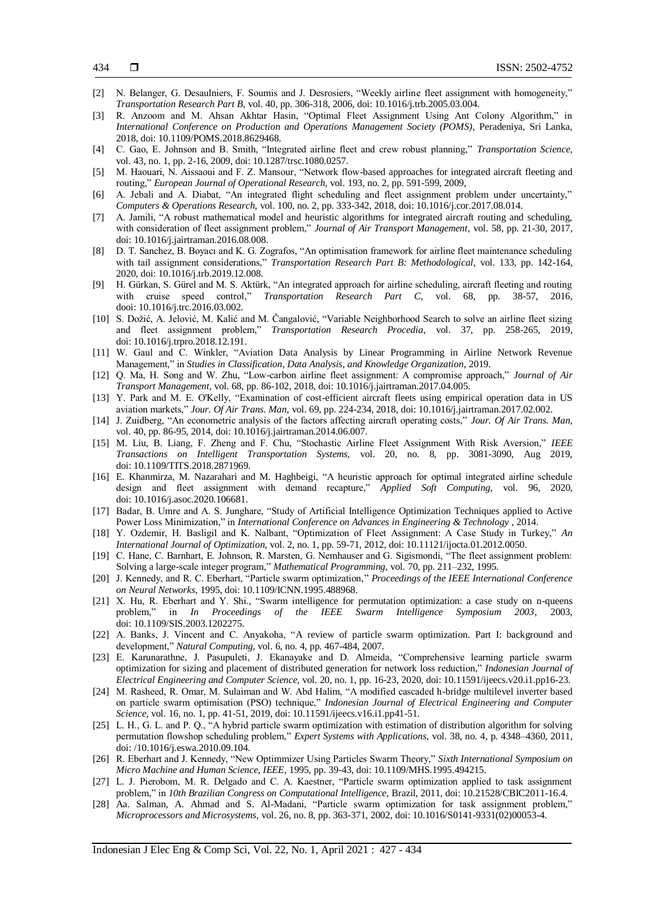[2] N. Belanger, G. Desaulniers, F. Soumis and J. Desrosiers, "Weekly airline fleet assignment with homogeneity," *Transportation Research Part B,* vol. 40, pp. 306-318, 2006, doi: 10.1016/j.trb.2005.03.004.

[3] R. Anzoom and M. Ahsan Akhtar Hasin, "Optimal Fleet Assignment Using Ant Colony Algorithm," in *International Conference on Production and Operations Management Society (POMS)*, Peradeniya, Sri Lanka, 2018, doi: 10.1109/POMS.2018.8629468.

[4] C. Gao, E. Johnson and B. Smith, "Integrated airline fleet and crew robust planning," *Transportation Science,* vol. 43, no. 1, pp. 2-16, 2009, doi: 10.1287/trsc.1080.0257.

[5] M. Haouari, N. Aissaoui and F. Z. Mansour, "Network flow-based approaches for integrated aircraft fleeting and routing," *European Journal of Operational Research,* vol. 193, no. 2, pp. 591-599, 2009,

[6] A. Jebali and A. Diabat, "An integrated flight scheduling and fleet assignment problem under uncertainty," *Computers & Operations Research,* vol. 100, no. 2, pp. 333-342, 2018, doi: 10.1016/j.cor.2017.08.014.

[7] A. Jamili, "A robust mathematical model and heuristic algorithms for integrated aircraft routing and scheduling, with consideration of fleet assignment problem," *Journal of Air Transport Management*, vol. 58, pp. 21-30, 2017, doi: 10.1016/j.jairtraman.2016.08.008.

[8] D. T. Sanchez, B. Boyacı and K. G. Zografos, "An optimisation framework for airline fleet maintenance scheduling with tail assignment considerations," *Transportation Research Part B: Methodological*, vol. 133, pp. 142-164, 2020, doi: 10.1016/j.trb.2019.12.008.

[9] H. Gürkan, S. Gürel and M. S. Aktürk, "An integrated approach for airline scheduling, aircraft fleeting and routing with cruise speed control," *Transportation Research Part C,* vol. 68, pp. 38-57, 2016, dooi: 10.1016/j.trc.2016.03.002.

[10] S. Dožić, A. Jelović, M. Kalić and M. Čangalović, "Variable Neighborhood Search to solve an airline fleet sizing and fleet assignment problem," *Transportation Research Procedia,* vol. 37, pp. 258-265, 2019, doi: 10.1016/j.trpro.2018.12.191.

[11] W. Gaul and C. Winkler, "Aviation Data Analysis by Linear Programming in Airline Network Revenue Management," in *Studies in Classification, Data Analysis, and Knowledge Organization*, 2019.

[12] Q. Ma, H. Song and W. Zhu, "Low-carbon airline fleet assignment: A compromise approach," *Journal of Air Transport Management,* vol. 68, pp. 86-102, 2018, doi: 10.1016/j.jairtraman.2017.04.005.

[13] Y. Park and M. E. O'Kelly, "Examination of cost-efficient aircraft fleets using empirical operation data in US aviation markets," *Jour. Of Air Trans. Man,* vol. 69, pp. 224-234, 2018, doi: 10.1016/j.jairtraman.2017.02.002.

[14] J. Zuidberg, "An econometric analysis of the factors affecting aircraft operating costs," *Jour. Of Air Trans. Man,* vol. 40, pp. 86-95, 2014, doi: 10.1016/j.jairtraman.2014.06.007.

[15] M. Liu, B. Liang, F. Zheng and F. Chu, "Stochastic Airline Fleet Assignment With Risk Aversion," *IEEE Transactions on Intelligent Transportation Systems,* vol. 20, no. 8, pp. 3081-3090, Aug 2019, doi: 10.1109/TITS.2018.2871969.

[16] E. Khanmirza, M. Nazarahari and M. Haghbeigi, "A heuristic approach for optimal integrated airline schedule design and fleet assignment with demand recapture," *Applied Soft Computing,* vol. 96, 2020, doi: 10.1016/j.asoc.2020.106681.

[17] Badar, B. Umre and A. S. Junghare, "Study of Artificial Intelligence Optimization Techniques applied to Active Power Loss Minimization," in *International Conference on Advances in Engineering & Technology* , 2014.

[18] Y. Ozdemir, H. Basligil and K. Nalbant, "Optimization of Fleet Assignment: A Case Study in Turkey," *An International Journal of Optimization,* vol. 2, no. 1, pp. 59-71, 2012, doi: 10.11121/ijocta.01.2012.0050.

[19] C. Hane, C. Barnhart, E. Johnson, R. Marsten, G. Nemhauser and G. Sigismondi, "The fleet assignment problem: Solving a large-scale integer program," *Mathematical Programming,* vol. 70, pp. 211–232, 1995.

[20] J. Kennedy, and R. C. Eberhart, "Particle swarm optimization," *Proceedings of the IEEE International Conference on Neural Networks,* 1995, doi: 10.1109/ICNN.1995.488968.

[21] X. Hu, R. Eberhart and Y. Shi., "Swarm intelligence for permutation optimization: a case study on n-queens problem," in *In Proceedings of the IEEE Swarm Intelligence Symposium 2003*, 2003, doi: 10.1109/SIS.2003.1202275.

[22] A. Banks, J. Vincent and C. Anyakoha, "A review of particle swarm optimization. Part I: background and development," *Natural Computing,* vol. 6, no. 4, pp. 467-484, 2007.

[23] E. Karunarathne, J. Pasupuleti, J. Ekanayake and D. Almeida, "Comprehensive learning particle swarm optimization for sizing and placement of distributed generation for network loss reduction," *Indonesian Journal of Electrical Engineering and Computer Science,* vol. 20, no. 1, pp. 16-23, 2020, doi: 10.11591/ijeecs.v20.i1.pp16-23.

[24] M. Rasheed, R. Omar, M. Sulaiman and W. Abd Halim, "A modified cascaded h-bridge multilevel inverter based on particle swarm optimisation (PSO) technique," *Indonesian Journal of Electrical Engineering and Computer Science,* vol. 16, no. 1, pp. 41-51, 2019, doi: 10.11591/ijeecs.v16.i1.pp41-51.

[25] L. H., G. L. and P. Q., "A hybrid particle swarm optimization with estimation of distribution algorithm for solving permutation flowshop scheduling problem," *Expert Systems with Applications,* vol. 38, no. 4, p. 4348–4360, 2011, doi: /10.1016/j.eswa.2010.09.104.

[26] R. Eberhart and J. Kennedy, "New Optimmizer Using Particles Swarm Theory," *Sixth International Symposium on Micro Machine and Human Science, IEEE,* 1995, pp. 39-43, doi: 10.1109/MHS.1995.494215.

[27] L. J. Pierobom, M. R. Delgado and C. A. Kaestner, "Particle swarm optimization applied to task assignment problem," in *10th Brazilian Congress on Computational Intelligence*, Brazil, 2011, doi: 10.21528/CBIC2011-16.4.

[28] Aa. Salman, A. Ahmad and S. Al-Madani, "Particle swarm optimization for task assignment problem," *Microprocessors and Microsystems,* vol. 26, no. 8, pp. 363-371, 2002, doi: 10.1016/S0141-9331(02)00053-4.